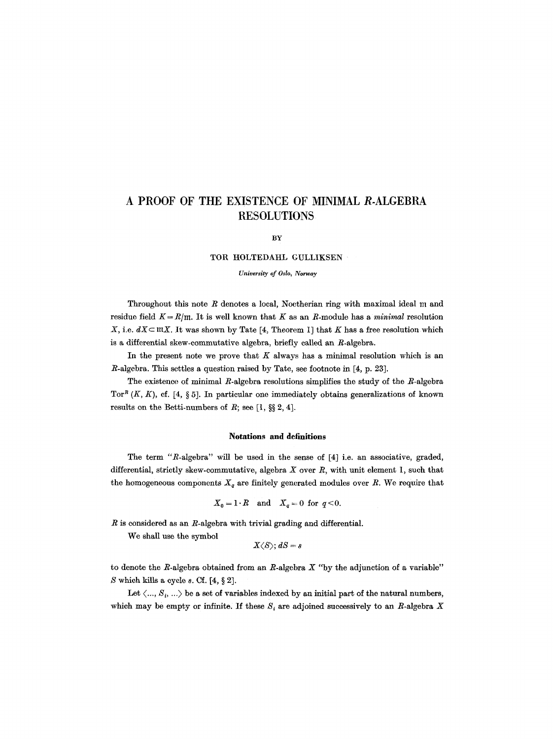# A PROOF OF THE EXISTENCE OF MINIMAL $R$-ALGEBRA RESOLUTIONS

BY

TOR HOLTEDAHL GULLIKSEN

*University of Oslo, Norway*

Throughout this note $R$ denotes a local, Noetherian ring with maximal ideal $\mathfrak{m}$ and residue field $K = R/\mathfrak{m}$. It is well known that $K$ as an $R$-module has a *minimal* resolution $X$, i.e. $dX \subset \mathfrak{m}X$. It was shown by Tate [4, Theorem 1] that $K$ has a free resolution which is a differential skew-commutative algebra, briefly called an $R$-algebra.

In the present note we prove that $K$ always has a minimal resolution which is an $R$-algebra. This settles a question raised by Tate, see footnote in [4, p. 23].

The existence of minimal $R$-algebra resolutions simplifies the study of the $R$-algebra $\mathrm{Tor}^R(K, K)$, cf. [4, § 5]. In particular one immediately obtains generalizations of known results on the Betti-numbers of $R$; see [1, §§ 2, 4].

### Notations and definitions

The term "$R$-algebra" will be used in the sense of [4] i.e. an associative, graded, differential, strictly skew-commutative, algebra $X$ over $R$, with unit element 1, such that the homogeneous components $X_q$ are finitely generated modules over $R$. We require that

$$X_0 = 1 \cdot R \quad \text{and} \quad X_q = 0 \text{ for } q < 0.$$

$R$ is considered as an $R$-algebra with trivial grading and differential.

We shall use the symbol

$$X\langle S \rangle;\ dS = s$$

to denote the $R$-algebra obtained from an $R$-algebra $X$ "by the adjunction of a variable" $S$ which kills a cycle $s$. Cf. [4, § 2].

Let $\langle \ldots, S_i, \ldots \rangle$ be a set of variables indexed by an initial part of the natural numbers, which may be empty or infinite. If these $S_i$ are adjoined successively to an $R$-algebra $X$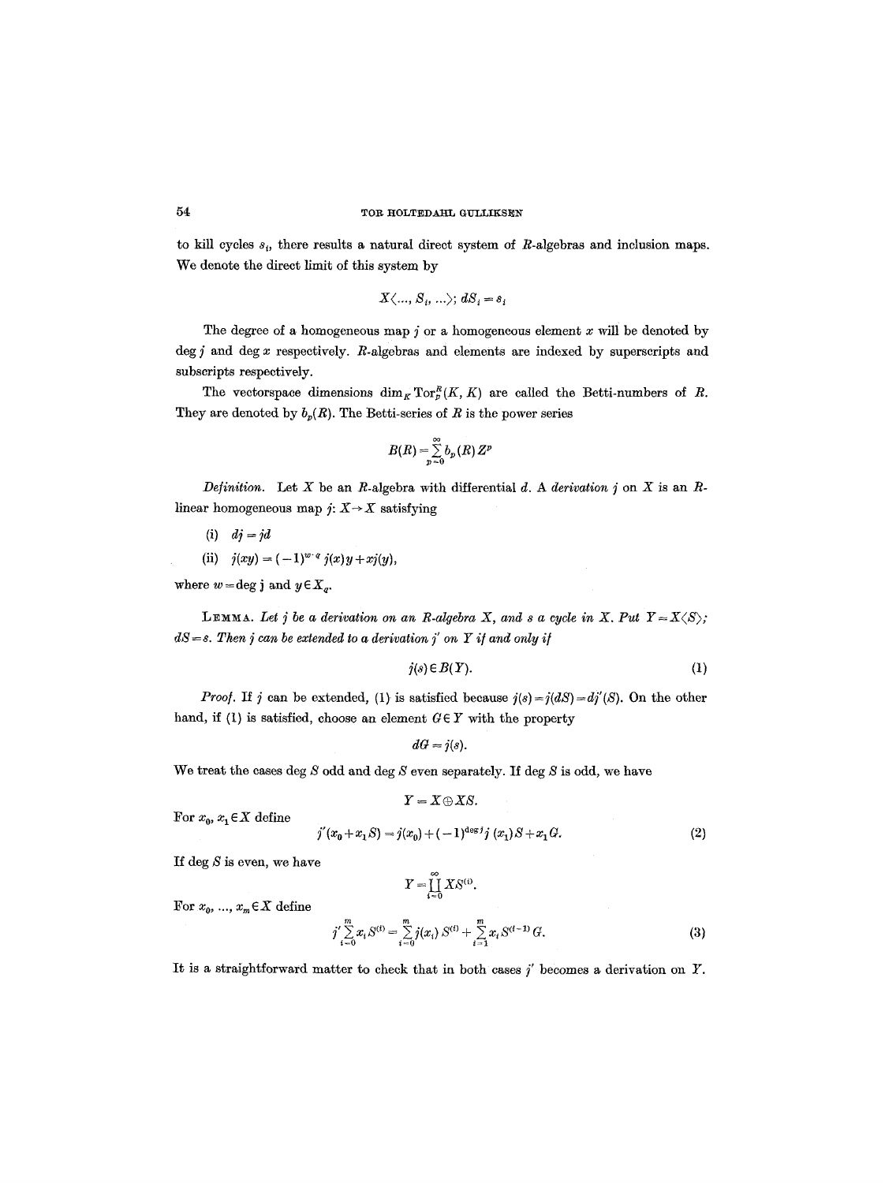to kill cycles $s_i$, there results a natural direct system of $R$-algebras and inclusion maps. We denote the direct limit of this system by

$$X\langle ..., S_i, ...\rangle;\ dS_i = s_i$$

The degree of a homogeneous map $j$ or a homogeneous element $x$ will be denoted by $\deg j$ and $\deg x$ respectively. $R$-algebras and elements are indexed by superscripts and subscripts respectively.

The vectorspace dimensions $\dim_K \operatorname{Tor}_p^R(K, K)$ are called the Betti-numbers of $R$. They are denoted by $b_p(R)$. The Betti-series of $R$ is the power series

$$B(R) = \sum_{p=0}^{\infty} b_p(R) Z^p$$

*Definition.* Let $X$ be an $R$-algebra with differential $d$. A *derivation* $j$ on $X$ is an $R$-linear homogeneous map $j: X \to X$ satisfying

(i) $dj = jd$

(ii) $j(xy) = (-1)^{w \cdot q} j(x)y + xj(y)$,

where $w = \deg j$ and $y \in X_q$.

LEMMA. *Let $j$ be a derivation on an $R$-algebra $X$, and $s$ a cycle in $X$. Put $Y = X\langle S\rangle$; $dS = s$. Then $j$ can be extended to a derivation $j'$ on $Y$ if and only if*

$$j(s) \in B(Y). \tag{1}$$

*Proof.* If $j$ can be extended, (1) is satisfied because $j(s) = j(dS) = dj'(S)$. On the other hand, if (1) is satisfied, choose an element $G \in Y$ with the property

$$dG = j(s).$$

We treat the cases $\deg S$ odd and $\deg S$ even separately. If $\deg S$ is odd, we have

$$Y = X \oplus XS.$$

For $x_0, x_1 \in X$ define

$$j'(x_0 + x_1 S) = j(x_0) + (-1)^{\deg j} j(x_1) S + x_1 G. \tag{2}$$

If $\deg S$ is even, we have

$$Y = \coprod_{i=0}^{\infty} XS^{(i)}.$$

For $x_0, ..., x_m \in X$ define

$$j' \sum_{i=0}^{m} x_i S^{(i)} = \sum_{i=0}^{m} j(x_i) S^{(i)} + \sum_{i=1}^{m} x_i S^{(i-1)} G. \tag{3}$$

It is a straightforward matter to check that in both cases $j'$ becomes a derivation on $Y$.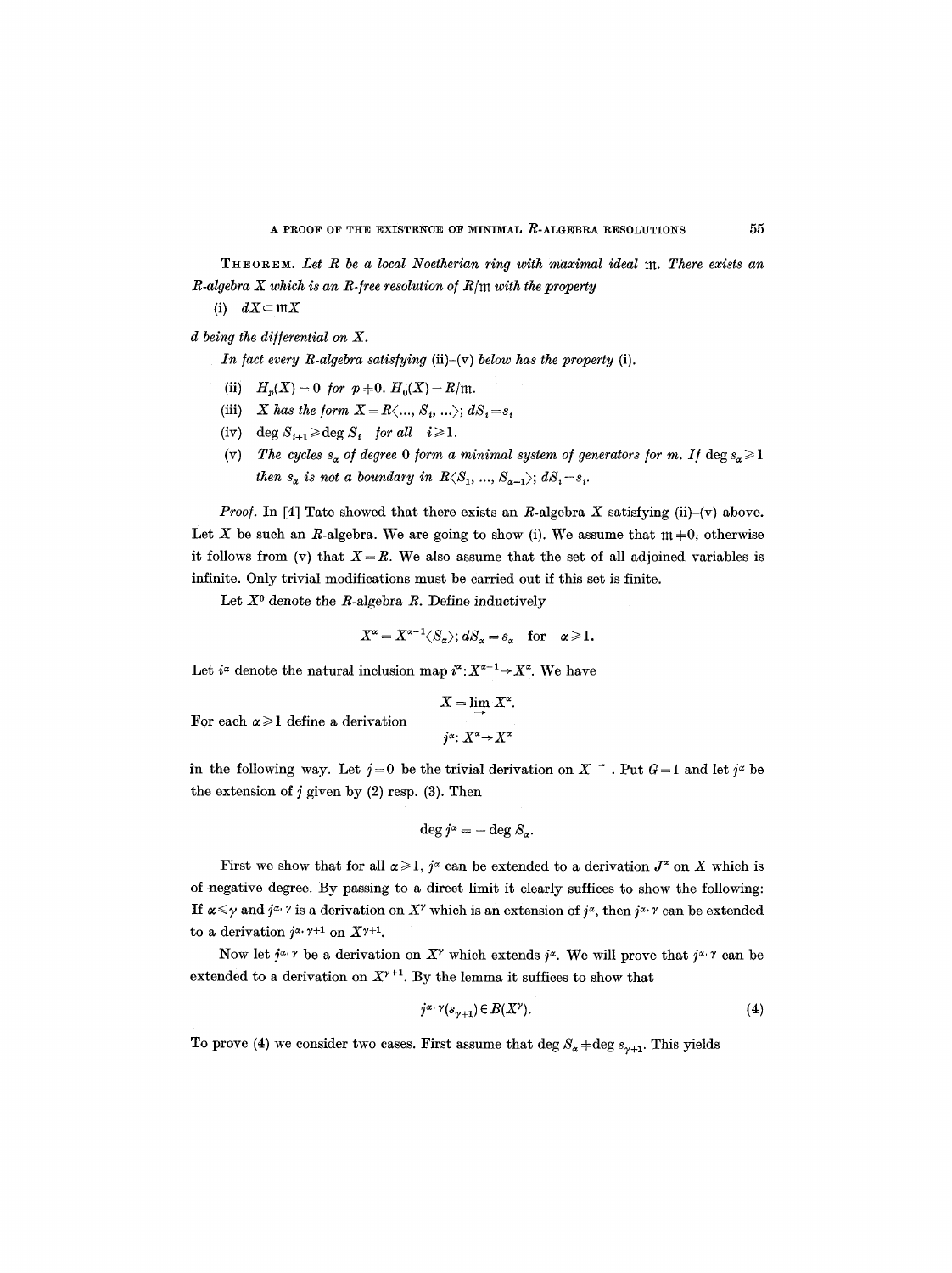**Theorem.** *Let $R$ be a local Noetherian ring with maximal ideal $\mathfrak{m}$. There exists an $R$-algebra $X$ which is an $R$-free resolution of $R/\mathfrak{m}$ with the property*

(i) $dX \subset \mathfrak{m}X$

*$d$ being the differential on $X$.*

*In fact every $R$-algebra satisfying* (ii)–(v) *below has the property* (i).

(ii) $H_p(X) = 0$ *for* $p \neq 0$. $H_0(X) = R/\mathfrak{m}$.

(iii) *$X$ has the form* $X = R\langle \ldots, S_i, \ldots \rangle$; $dS_i = s_i$

(iv) $\deg S_{i+1} \geqslant \deg S_i$ *for all* $i \geqslant 1$.

(v) *The cycles $s_\alpha$ of degree 0 form a minimal system of generators for $\mathfrak{m}$. If $\deg s_\alpha \geqslant 1$ then $s_\alpha$ is not a boundary in* $R\langle S_1, \ldots, S_{\alpha-1}\rangle$; $dS_i = s_i$.

*Proof.* In [4] Tate showed that there exists an $R$-algebra $X$ satisfying (ii)–(v) above. Let $X$ be such an $R$-algebra. We are going to show (i). We assume that $\mathfrak{m} \neq 0$, otherwise it follows from (v) that $X = R$. We also assume that the set of all adjoined variables is infinite. Only trivial modifications must be carried out if this set is finite.

Let $X^0$ denote the $R$-algebra $R$. Define inductively

$$X^\alpha = X^{\alpha-1}\langle S_\alpha \rangle; \; dS_\alpha = s_\alpha \quad \text{for} \quad \alpha \geqslant 1.$$

Let $i^\alpha$ denote the natural inclusion map $i^\alpha : X^{\alpha-1} \to X^\alpha$. We have

$$X = \varinjlim X^\alpha.$$

For each $\alpha \geqslant 1$ define a derivation

$$j^\alpha : X^\alpha \to X^\alpha$$

in the following way. Let $j = 0$ be the trivial derivation on $X^{-}$. Put $G = 1$ and let $j^\alpha$ be the extension of $j$ given by (2) resp. (3). Then

$$\deg j^\alpha = -\deg S_\alpha.$$

First we show that for all $\alpha \geqslant 1$, $j^\alpha$ can be extended to a derivation $J^\alpha$ on $X$ which is of negative degree. By passing to a direct limit it clearly suffices to show the following: If $\alpha \leqslant \gamma$ and $j^{\alpha,\gamma}$ is a derivation on $X^\gamma$ which is an extension of $j^\alpha$, then $j^{\alpha,\gamma}$ can be extended to a derivation $j^{\alpha,\gamma+1}$ on $X^{\gamma+1}$.

Now let $j^{\alpha,\gamma}$ be a derivation on $X^\gamma$ which extends $j^\alpha$. We will prove that $j^{\alpha,\gamma}$ can be extended to a derivation on $X^{\gamma+1}$. By the lemma it suffices to show that

$$j^{\alpha,\gamma}(s_{\gamma+1}) \in B(X^\gamma). \tag{4}$$

To prove (4) we consider two cases. First assume that $\deg S_\alpha \neq \deg s_{\gamma+1}$. This yields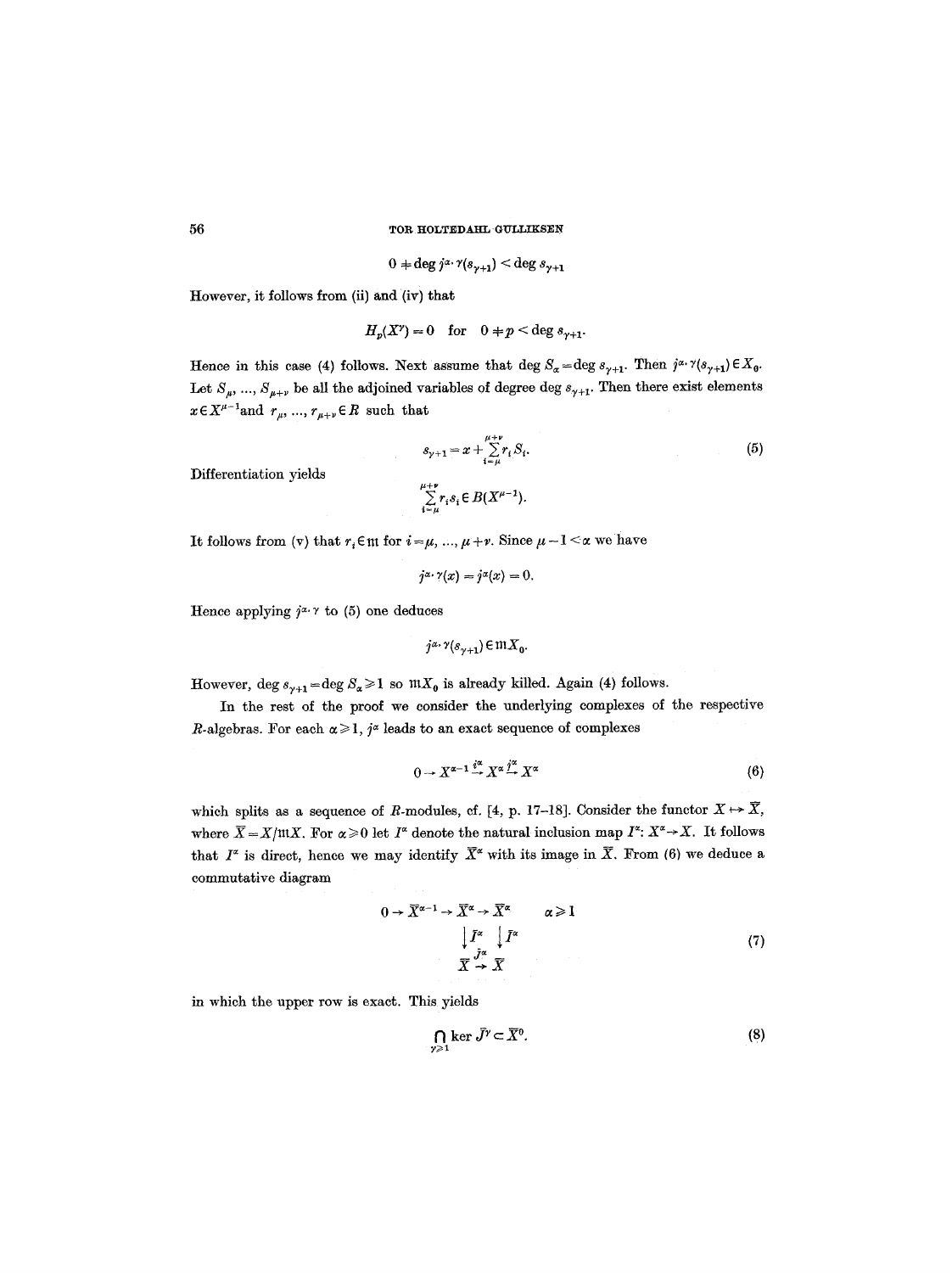$$0 \neq \deg j^{\alpha,\gamma}(s_{\gamma+1}) < \deg s_{\gamma+1}$$

However, it follows from (ii) and (iv) that

$$H_p(X^\gamma) = 0 \quad \text{for} \quad 0 \neq p < \deg s_{\gamma+1}.$$

Hence in this case (4) follows. Next assume that $\deg S_\alpha = \deg s_{\gamma+1}$. Then $j^{\alpha,\gamma}(s_{\gamma+1}) \in X_0$. Let $S_\mu, \ldots, S_{\mu+\nu}$ be all the adjoined variables of degree $\deg s_{\gamma+1}$. Then there exist elements $x \in X^{\mu-1}$ and $r_\mu, \ldots, r_{\mu+\nu} \in R$ such that

$$s_{\gamma+1} = x + \sum_{i=\mu}^{\mu+\nu} r_i S_i. \tag{5}$$

Differentiation yields

$$\sum_{i=\mu}^{\mu+\nu} r_i s_i \in B(X^{\mu-1}).$$

It follows from (v) that $r_i \in \mathfrak{m}$ for $i = \mu, \ldots, \mu+\nu$. Since $\mu - 1 < \alpha$ we have

$$j^{\alpha,\gamma}(x) = j^\alpha(x) = 0.$$

Hence applying $j^{\alpha,\gamma}$ to (5) one deduces

$$j^{\alpha,\gamma}(s_{\gamma+1}) \in \mathfrak{m} X_0.$$

However, $\deg s_{\gamma+1} = \deg S_\alpha \geq 1$ so $\mathfrak{m}X_0$ is already killed. Again (4) follows.

In the rest of the proof we consider the underlying complexes of the respective $R$-algebras. For each $\alpha \geq 1$, $j^\alpha$ leads to an exact sequence of complexes

$$0 \to X^{\alpha-1} \xrightarrow{i^\alpha} X^\alpha \xrightarrow{j^\alpha} X^\alpha \tag{6}$$

which splits as a sequence of $R$-modules, cf. [4, p. 17–18]. Consider the functor $X \mapsto \bar{X}$, where $\bar{X} = X/\mathfrak{m}X$. For $\alpha \geq 0$ let $I^\alpha$ denote the natural inclusion map $I^\alpha\colon X^\alpha \to X$. It follows that $I^\alpha$ is direct, hence we may identify $\bar{X}^\alpha$ with its image in $\bar{X}$. From (6) we deduce a commutative diagram

$$\begin{array}{ccccccc} 0 \to & \bar{X}^{\alpha-1} & \to & \bar{X}^\alpha & \to & \bar{X}^\alpha & \qquad \alpha \geq 1 \\ & & & \downarrow \bar{I}^\alpha & & \downarrow \bar{I}^\alpha & \\ & & & \bar{X} & \xrightarrow{\bar{j}^\alpha} & \bar{X} & \end{array} \tag{7}$$

in which the upper row is exact. This yields

$$\bigcap_{\gamma \geq 1} \ker \bar{J}^\gamma \subset \bar{X}^0. \tag{8}$$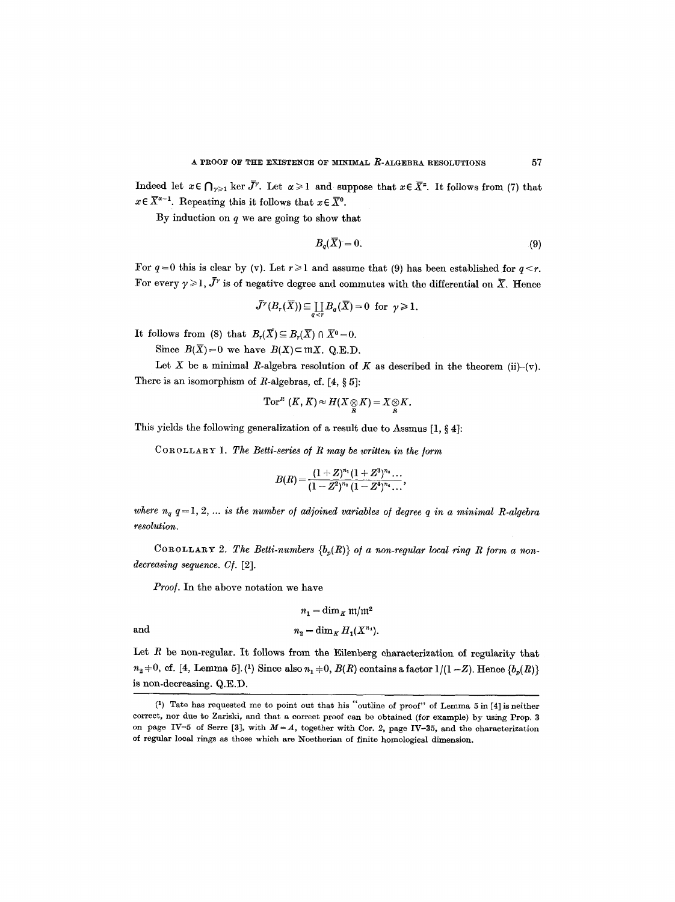Indeed let $x \in \bigcap_{\gamma \geq 1} \ker \bar{J}^{\gamma}$. Let $\alpha \geq 1$ and suppose that $x \in \bar{X}^{\alpha}$. It follows from (7) that $x \in \bar{X}^{\alpha-1}$. Repeating this it follows that $x \in \bar{X}^{0}$.

By induction on $q$ we are going to show that

$$B_q(\bar{X}) = 0. \tag{9}$$

For $q = 0$ this is clear by (v). Let $r \geq 1$ and assume that (9) has been established for $q < r$. For every $\gamma \geq 1$, $\bar{J}^{\gamma}$ is of negative degree and commutes with the differential on $\bar{X}$. Hence

$$\bar{J}^{\gamma}(B_r(\bar{X})) \subseteq \coprod_{q<r} B_q(\bar{X}) = 0 \text{ for } \gamma \geq 1.$$

It follows from (8) that $B_r(\bar{X}) \subseteq B_r(\bar{X}) \cap \bar{X}^0 = 0$.

Since $B(\bar{X}) = 0$ we have $B(X) \subset \mathfrak{m}X$. Q.E.D.

Let $X$ be a minimal $R$-algebra resolution of $K$ as described in the theorem (ii)–(v). There is an isomorphism of $R$-algebras, cf. [4, § 5]:

$$\operatorname{Tor}^R(K, K) \approx H(X \underset{R}{\otimes} K) = X \underset{R}{\otimes} K.$$

This yields the following generalization of a result due to Assmus [1, § 4]:

Corollary 1. *The Betti-series of $R$ may be written in the form*

$$B(R) = \frac{(1+Z)^{n_1}(1+Z^3)^{n_3}\dots}{(1-Z^2)^{n_2}(1-Z^4)^{n_4}\dots},$$

*where $n_q$ $q = 1, 2, \dots$ is the number of adjoined variables of degree $q$ in a minimal $R$-algebra resolution.*

Corollary 2. *The Betti-numbers $\{b_p(R)\}$ of a non-regular local ring $R$ form a non-decreasing sequence. Cf.* [2].

*Proof.* In the above notation we have

$$n_1 = \dim_K \mathfrak{m}/\mathfrak{m}^2$$

and

$$n_2 = \dim_K H_1(X^{n_1}).$$

Let $R$ be non-regular. It follows from the Eilenberg characterization of regularity that $n_2 \neq 0$, cf. [4, Lemma 5].(1) Since also $n_1 \neq 0$, $B(R)$ contains a factor $1/(1-Z)$. Hence $\{b_p(R)\}$ is non-decreasing. Q.E.D.

(1) Tate has requested me to point out that his "outline of proof" of Lemma 5 in [4] is neither correct, nor due to Zariski, and that a correct proof can be obtained (for example) by using Prop. 3 on page IV–5 of Serre [3], with $M = A$, together with Cor. 2, page IV–35, and the characterization of regular local rings as those which are Noetherian of finite homological dimension.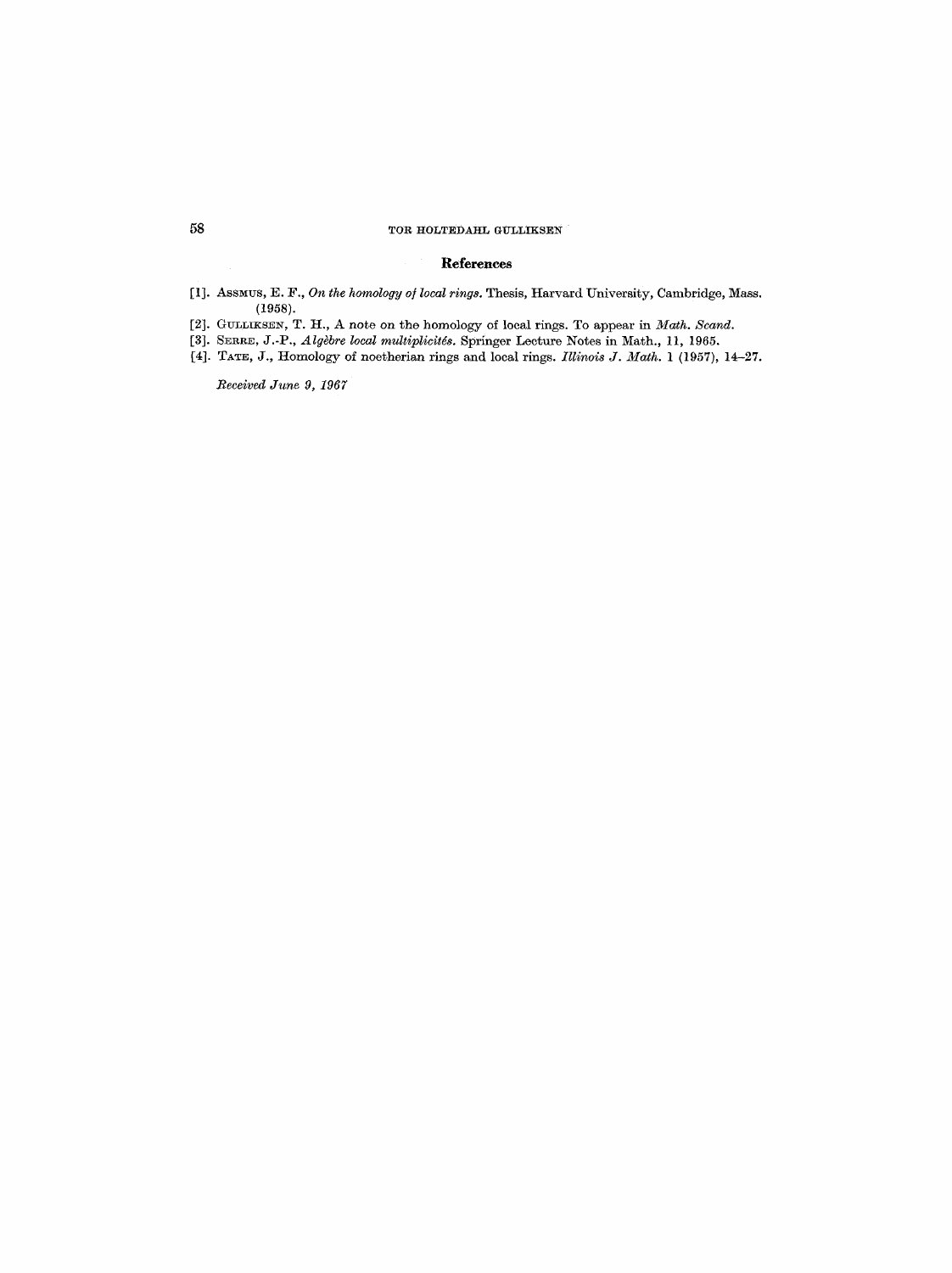## References

[1]. Assmus, E. F., *On the homology of local rings*. Thesis, Harvard University, Cambridge, Mass. (1958).

[2]. Gulliksen, T. H., A note on the homology of local rings. To appear in *Math. Scand.*

[3]. Serre, J.-P., *Algèbre local multiplicités*. Springer Lecture Notes in Math., 11, 1965.

[4]. Tate, J., Homology of noetherian rings and local rings. *Illinois J. Math.* 1 (1957), 14–27.

*Received June 9, 1967*